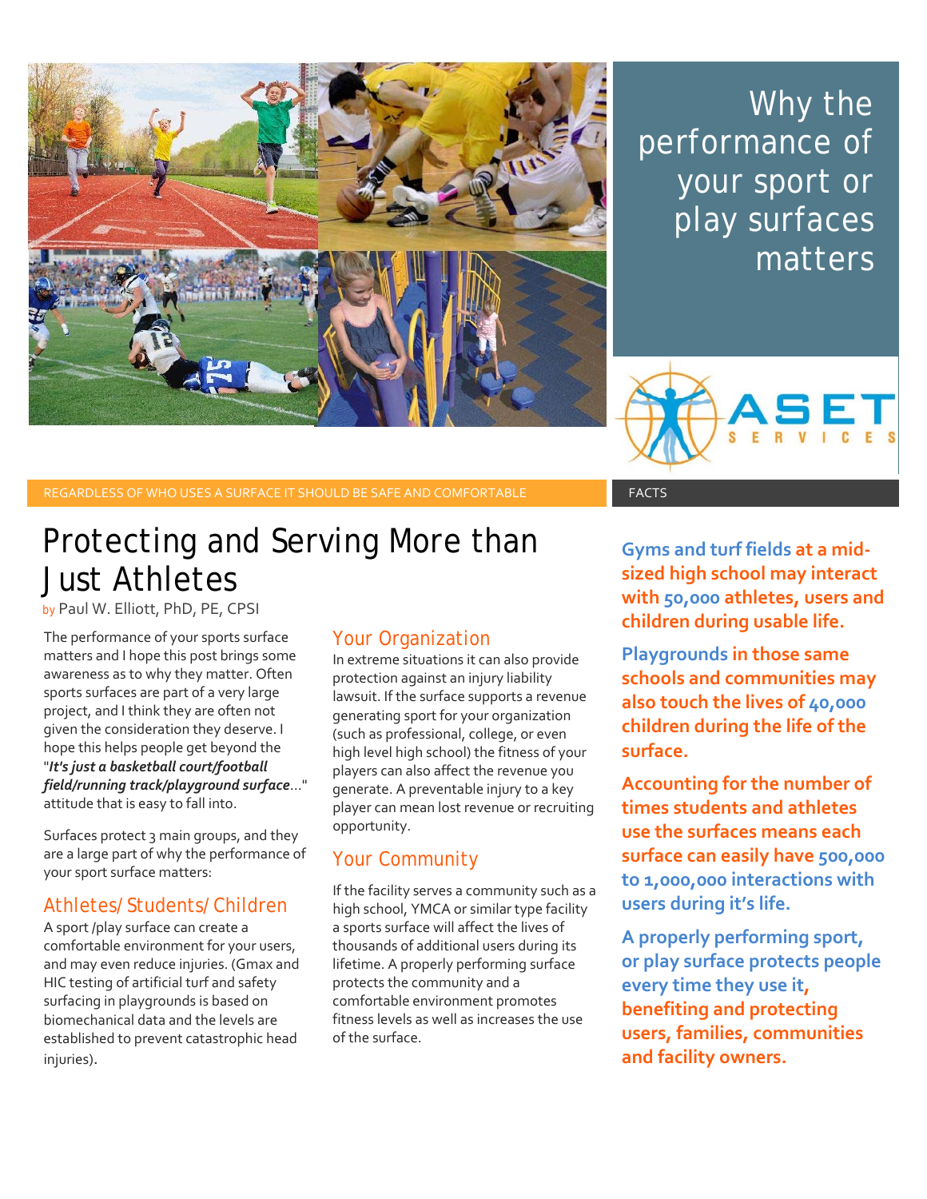# Why the performance of your sport or play surfaces matters

ASET SERVICES

REGARDLESS OF WHO USES A SURFACE IT SHOULD BE SAFE AND COMFORTABLE

## Protecting and Serving More than Just Athletes

by Paul W. Elliott, PhD, PE, CPSI

The performance of your sports surface matters and I hope this post brings some awareness as to why they matter. Often sports surfaces are part of a very large project, and I think they are often not given the consideration they deserve. I hope this helps people get beyond the "***It's just a basketball court/football field/running track/playground surface***..." attitude that is easy to fall into.

Surfaces protect 3 main groups, and they are a large part of why the performance of your sport surface matters:

### Athletes/Students/Children

A sport /play surface can create a comfortable environment for your users, and may even reduce injuries. (Gmax and HIC testing of artificial turf and safety surfacing in playgrounds is based on biomechanical data and the levels are established to prevent catastrophic head injuries).

### Your Organization

In extreme situations it can also provide protection against an injury liability lawsuit. If the surface supports a revenue generating sport for your organization (such as professional, college, or even high level high school) the fitness of your players can also affect the revenue you generate. A preventable injury to a key player can mean lost revenue or recruiting opportunity.

### Your Community

If the facility serves a community such as a high school, YMCA or similar type facility a sports surface will affect the lives of thousands of additional users during its lifetime. A properly performing surface protects the community and a comfortable environment promotes fitness levels as well as increases the use of the surface.

FACTS

**Gyms and turf fields at a mid-sized high school may interact with 50,000 athletes, users and children during usable life.**

**Playgrounds in those same schools and communities may also touch the lives of 40,000 children during the life of the surface.**

**Accounting for the number of times students and athletes use the surfaces means each surface can easily have 500,000 to 1,000,000 interactions with users during it's life.**

**A properly performing sport, or play surface protects people every time they use it, benefiting and protecting users, families, communities and facility owners.**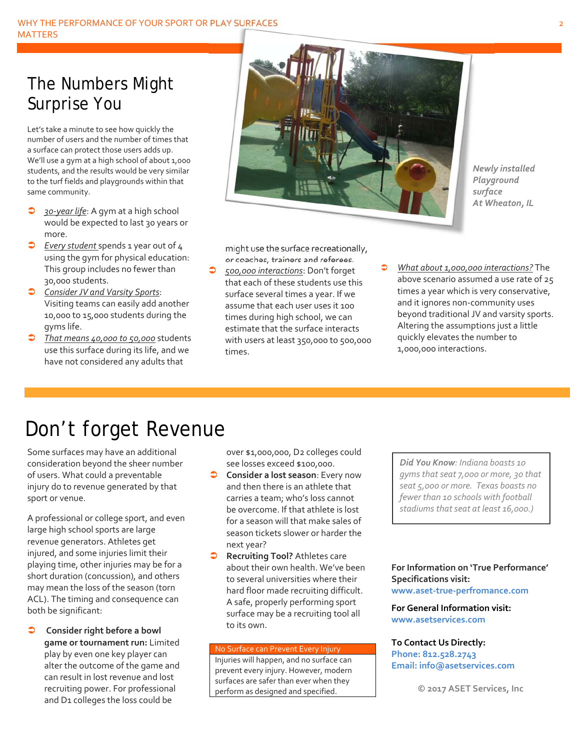## The Numbers Might Surprise You

Let's take a minute to see how quickly the number of users and the number of times that a surface can protect those users adds up. We'll use a gym at a high school of about 1,000 students, and the results would be very similar to the turf fields and playgrounds within that same community.

- *30-year life*: A gym at a high school would be expected to last 30 years or more.
- *Every student* spends 1 year out of 4 using the gym for physical education: This group includes no fewer than 30,000 students.
- *Consider JV and Varsity Sports*: Visiting teams can easily add another 10,000 to 15,000 students during the gyms life.
- *That means 40,000 to 50,000* students use this surface during its life, and we have not considered any adults that might use the surface recreationally, or coaches, trainers and referees.
- *500,000 interactions*: Don't forget that each of these students use this surface several times a year. If we assume that each user uses it 100 times during high school, we can estimate that the surface interacts with users at least 350,000 to 500,000 times.
- *What about 1,000,000 interactions?* The above scenario assumed a use rate of 25 times a year which is very conservative, and it ignores non-community uses beyond traditional JV and varsity sports. Altering the assumptions just a little quickly elevates the number to 1,000,000 interactions.

*Newly installed Playground surface At Wheaton, IL*

## Don't forget Revenue

Some surfaces may have an additional consideration beyond the sheer number of users. What could a preventable injury do to revenue generated by that sport or venue.

A professional or college sport, and even large high school sports are large revenue generators. Athletes get injured, and some injuries limit their playing time, other injuries may be for a short duration (concussion), and others may mean the loss of the season (torn ACL). The timing and consequence can both be significant:

- **Consider right before a bowl game or tournament run:** Limited play by even one key player can alter the outcome of the game and can result in lost revenue and lost recruiting power. For professional and D1 colleges the loss could be over $1,000,000, D2 colleges could see losses exceed $100,000.
- **Consider a lost season**: Every now and then there is an athlete that carries a team; who's loss cannot be overcome. If that athlete is lost for a season will that make sales of season tickets slower or harder the next year?
- **Recruiting Tool?** Athletes care about their own health. We've been to several universities where their hard floor made recruiting difficult. A safe, properly performing sport surface may be a recruiting tool all to its own.

**No Surface can Prevent Every Injury**

Injuries will happen, and no surface can prevent every injury. However, modern surfaces are safer than ever when they perform as designed and specified.

***Did You Know**: Indiana boasts 10 gyms that seat 7,000 or more, 30 that seat 5,000 or more. Texas boasts no fewer than 10 schools with football stadiums that seat at least 16,000.)*

**For Information on 'True Performance' Specifications visit:**
**www.aset-true-perfromance.com**

**For General Information visit:**
**www.asetservices.com**

**To Contact Us Directly:**
**Phone: 812.528.2743**
**Email: info@asetservices.com**

**© 2017 ASET Services, Inc**